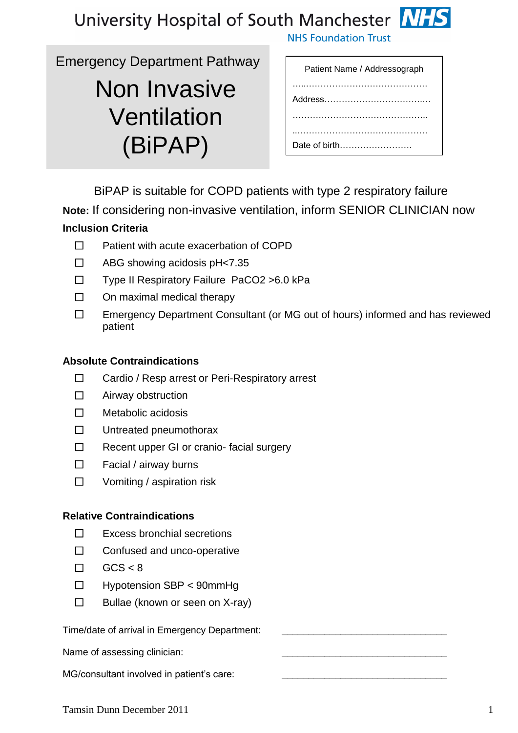University Hospital of South Manchester NHS

NHS Foundation Trust

# Emergency Department Pathway

# Non Invasive Ventilation (BiPAP)

Patient Name / Addressograph

…..……………………………………

Address……………………………..…

……………………………………….

..……………………………………….

Date of birth…………………….

BiPAP is suitable for COPD patients with type 2 respiratory failure

**Note:** If considering non-invasive ventilation, inform SENIOR CLINICIAN now

**Inclusion Criteria**

- ☐ Patient with acute exacerbation of COPD
- ☐ ABG showing acidosis pH<7.35
- ☐ Type II Respiratory Failure $PaCO_2$ >6.0 kPa
- ☐ On maximal medical therapy
- ☐ Emergency Department Consultant (or MG out of hours) informed and has reviewed patient

**Absolute Contraindications**

- ☐ Cardio / Resp arrest or Peri-Respiratory arrest
- ☐ Airway obstruction
- ☐ Metabolic acidosis
- ☐ Untreated pneumothorax
- ☐ Recent upper GI or cranio- facial surgery
- ☐ Facial / airway burns
- ☐ Vomiting / aspiration risk

**Relative Contraindications**

- ☐ Excess bronchial secretions
- ☐ Confused and unco-operative
- ☐ GCS < 8
- ☐ Hypotension SBP < 90mmHg
- ☐ Bullae (known or seen on X-ray)

Time/date of arrival in Emergency Department: ______________________________

Name of assessing clinician: ______________________________

MG/consultant involved in patient's care: ______________________________

Tamsin Dunn December 2011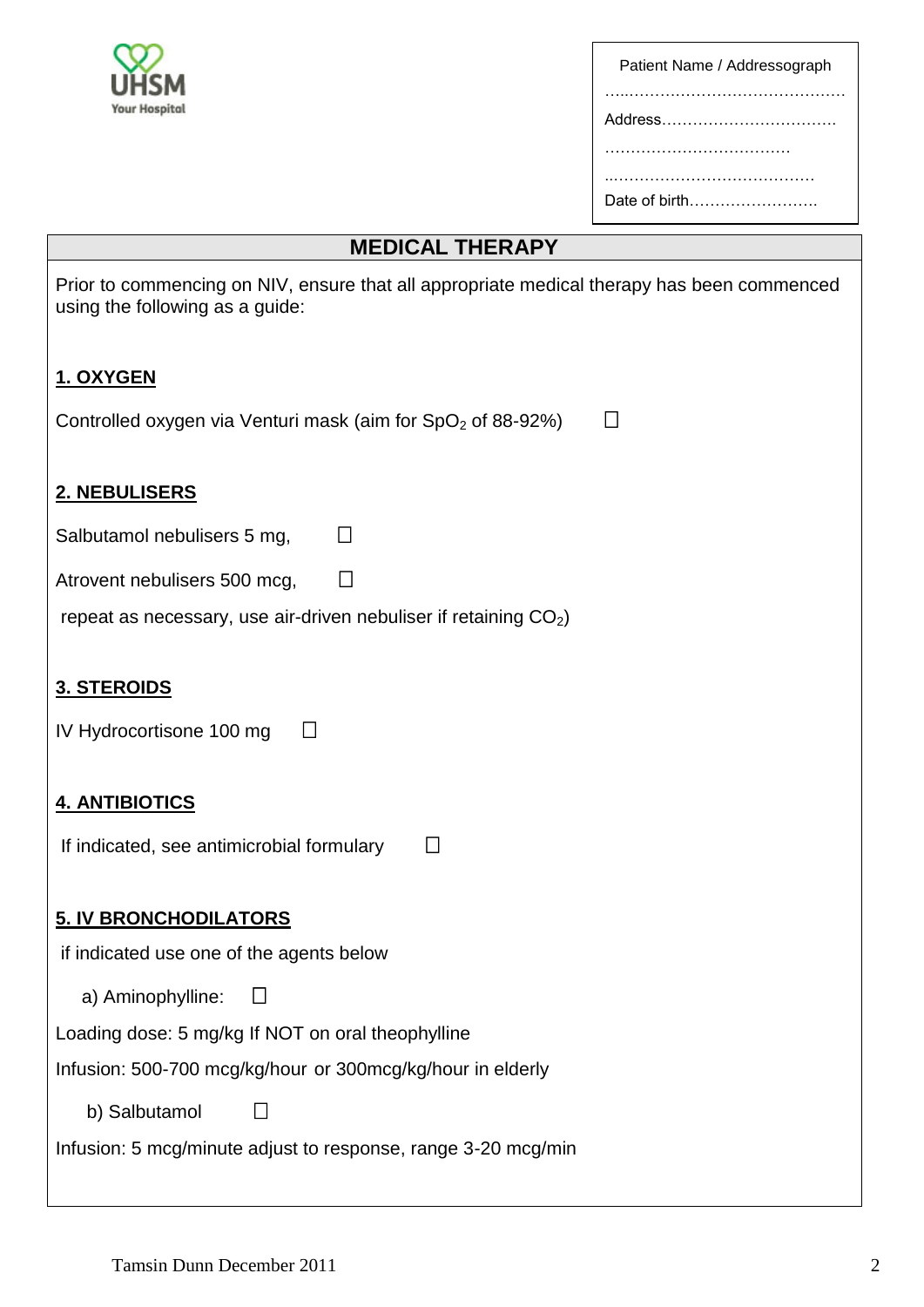UHSM Your Hospital

Patient Name / Addressograph

…………………………………………

Address……………………………

………………………………

……………………………………

Date of birth……………………

## MEDICAL THERAPY

Prior to commencing on NIV, ensure that all appropriate medical therapy has been commenced using the following as a guide:

### 1. OXYGEN

Controlled oxygen via Venturi mask (aim for $SpO_2$ of 88-92%) ☐

### 2. NEBULISERS

Salbutamol nebulisers 5 mg, ☐

Atrovent nebulisers 500 mcg, ☐

repeat as necessary, use air-driven nebuliser if retaining $CO_2$)

### 3. STEROIDS

IV Hydrocortisone 100 mg ☐

### 4. ANTIBIOTICS

If indicated, see antimicrobial formulary ☐

### 5. IV BRONCHODILATORS

if indicated use one of the agents below

a) Aminophylline: ☐

Loading dose: 5 mg/kg If NOT on oral theophylline

Infusion: 500-700 mcg/kg/hour or 300mcg/kg/hour in elderly

b) Salbutamol ☐

Infusion: 5 mcg/minute adjust to response, range 3-20 mcg/min

Tamsin Dunn December 2011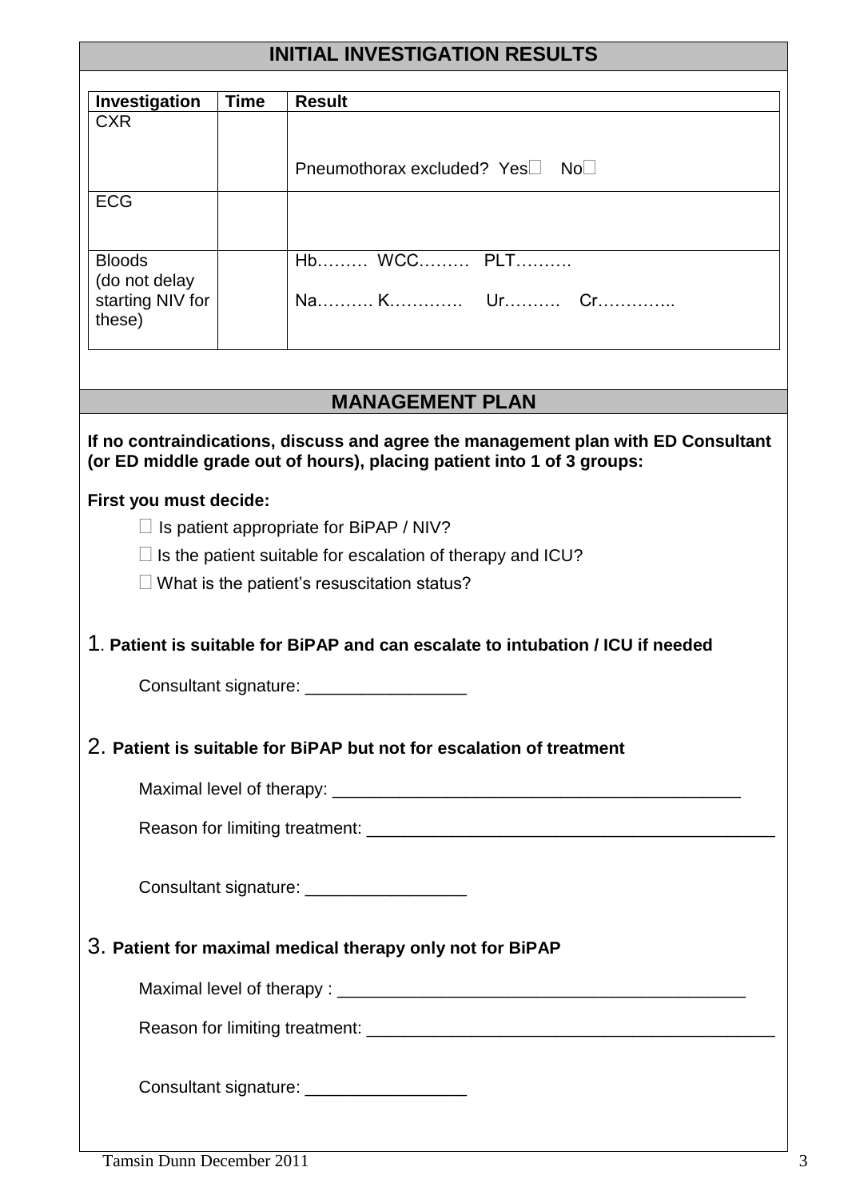## INITIAL INVESTIGATION RESULTS

| Investigation | Time | Result |
|---|---|---|
| CXR | | Pneumothorax excluded? Yes☐ No☐ |
| ECG | | |
| Bloods (do not delay starting NIV for these) | | Hb……… WCC……… PLT………. Na………. K…………. Ur………. Cr………….. |

## MANAGEMENT PLAN

**If no contraindications, discuss and agree the management plan with ED Consultant (or ED middle grade out of hours), placing patient into 1 of 3 groups:**

**First you must decide:**

☐ Is patient appropriate for BiPAP / NIV?

☐ Is the patient suitable for escalation of therapy and ICU?

☐ What is the patient's resuscitation status?

1. **Patient is suitable for BiPAP and can escalate to intubation / ICU if needed**

   Consultant signature: _________________

2. **Patient is suitable for BiPAP but not for escalation of treatment**

   Maximal level of therapy: ____________________________________________

   Reason for limiting treatment: ____________________________________________

   Consultant signature: _________________

3. **Patient for maximal medical therapy only not for BiPAP**

   Maximal level of therapy : ____________________________________________

   Reason for limiting treatment: ____________________________________________

   Consultant signature: _________________

Tamsin Dunn December 2011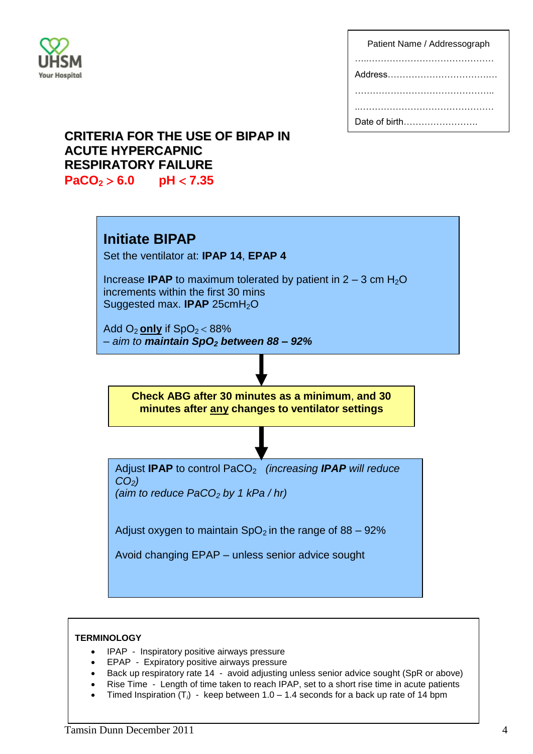UHSM
Your Hospital

Patient Name / Addressograph

………………………………………………

Address………………………………………

………………………………………………

………………………………………………

Date of birth……………………….

# CRITERIA FOR THE USE OF BIPAP IN ACUTE HYPERCAPNIC RESPIRATORY FAILURE

**$PaCO_2 > 6.0$ pH $< 7.35$**

## Initiate BIPAP

Set the ventilator at: **IPAP 14**, **EPAP 4**

Increase **IPAP** to maximum tolerated by patient in 2 – 3 cm $H_2O$ increments within the first 30 mins
Suggested max. **IPAP** 25cm$H_2O$

Add $O_2$ **only** if $SpO_2 < 88\%$
*– aim to **maintain $SpO_2$ between 88 – 92%***

↓

**Check ABG after 30 minutes as a minimum, and 30 minutes after any changes to ventilator settings**

↓

Adjust **IPAP** to control $PaCO_2$ *(increasing **IPAP** will reduce $CO_2$)*
*(aim to reduce $PaCO_2$ by 1 kPa / hr)*

Adjust oxygen to maintain $SpO_2$ in the range of 88 – 92%

Avoid changing EPAP – unless senior advice sought

**TERMINOLOGY**

- IPAP - Inspiratory positive airways pressure
- EPAP - Expiratory positive airways pressure
- Back up respiratory rate 14 - avoid adjusting unless senior advice sought (SpR or above)
- Rise Time - Length of time taken to reach IPAP, set to a short rise time in acute patients
- Timed Inspiration ($T_i$) - keep between 1.0 – 1.4 seconds for a back up rate of 14 bpm

Tamsin Dunn December 2011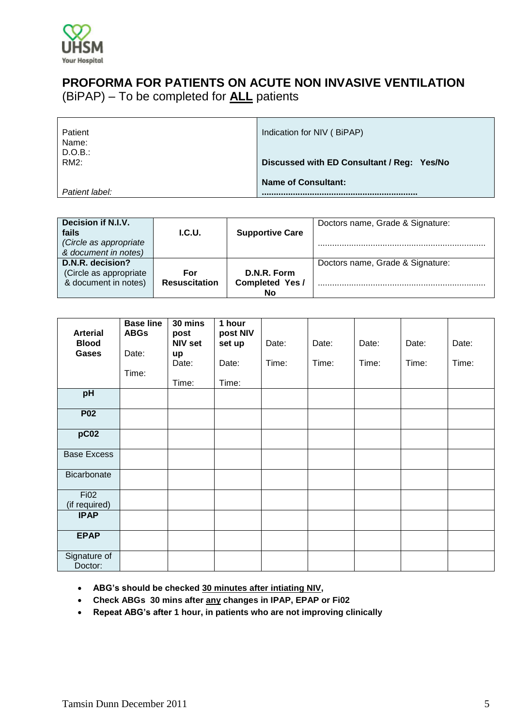UHSM
Your Hospital

# PROFORMA FOR PATIENTS ON ACUTE NON INVASIVE VENTILATION

(BiPAP) – To be completed for **ALL** patients

| Patient<br>Name:<br>D.O.B.:<br>RM2:<br><br>*Patient label:* | Indication for NIV ( BiPAP)<br><br>**Discussed with ED Consultant / Reg: Yes/No**<br><br>**Name of Consultant:**<br>**.................................................................** |
|---|---|

| **Decision if N.I.V. fails**<br>*(Circle as appropriate & document in notes)* | **I.C.U.** | **Supportive Care** | Doctors name, Grade & Signature:<br><br>..................................................................... |
|---|---|---|---|
| **D.N.R. decision?**<br>(Circle as appropriate & document in notes) | **For Resuscitation** | **D.N.R. Form Completed Yes / No** | Doctors name, Grade & Signature:<br><br>..................................................................... |

| **Arterial Blood Gases** | **Base line ABGs**<br>Date:<br>Time: | **30 mins post NIV set up**<br>Date:<br>Time: | **1 hour post NIV set up**<br>Date:<br>Time: | Date:<br>Time: | Date:<br>Time: | Date:<br>Time: | Date:<br>Time: | Date:<br>Time: |
|---|---|---|---|---|---|---|---|---|
| **pH** | | | | | | | | |
| **P02** | | | | | | | | |
| **pC02** | | | | | | | | |
| Base Excess | | | | | | | | |
| Bicarbonate | | | | | | | | |
| Fi02<br>(if required) | | | | | | | | |
| **IPAP** | | | | | | | | |
| **EPAP** | | | | | | | | |
| Signature of Doctor: | | | | | | | | |

- **ABG's should be checked <u>30 minutes after intiating NIV</u>,**
- **Check ABGs 30 mins after <u>any</u> changes in IPAP, EPAP or Fi02**
- **Repeat ABG's after 1 hour, in patients who are not improving clinically**

Tamsin Dunn December 2011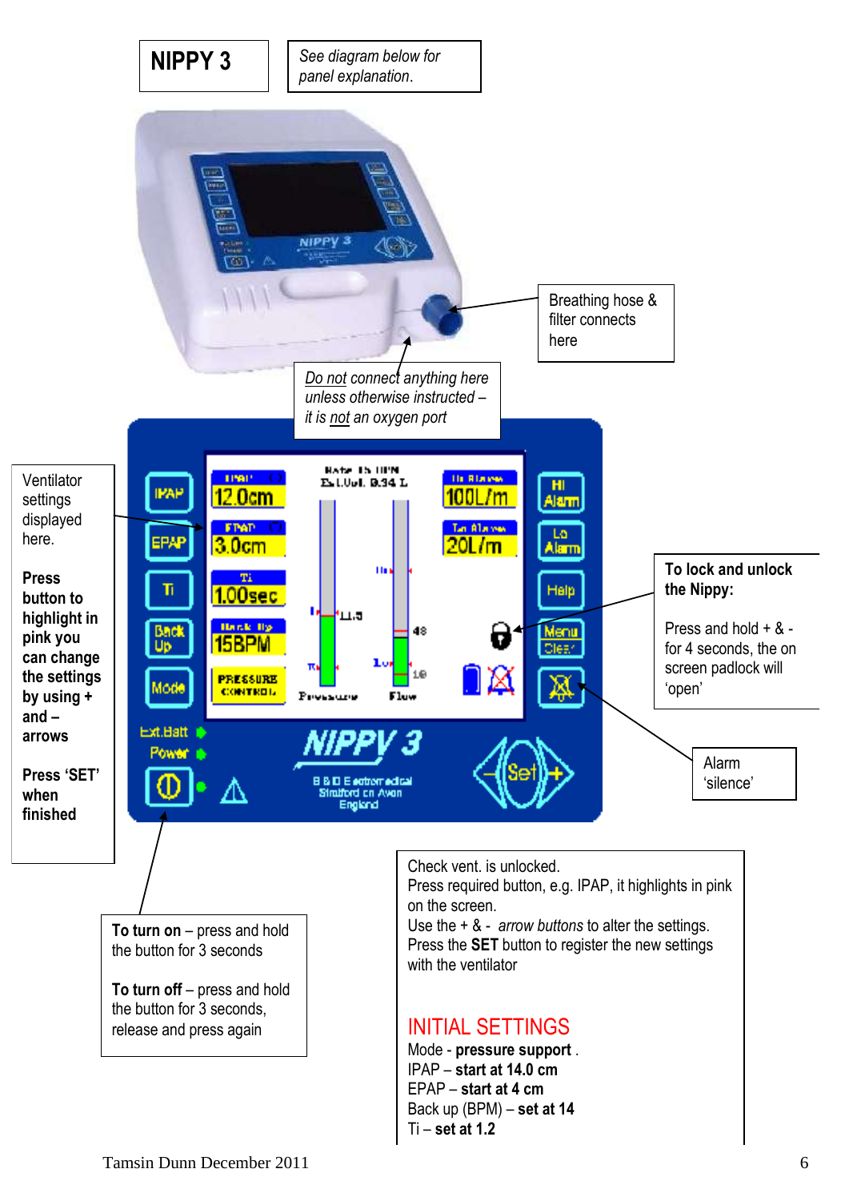# NIPPY 3

*See diagram below for panel explanation.*

Breathing hose & filter connects here

*Do not connect anything here unless otherwise instructed – it is not an oxygen port*

Ventilator settings displayed here.

**Press button to highlight in pink you can change the settings by using + and – arrows**

**Press 'SET' when finished**

**To lock and unlock the Nippy:**

Press and hold + & - for 4 seconds, the on screen padlock will 'open'

Alarm 'silence'

**To turn on** – press and hold the button for 3 seconds

**To turn off** – press and hold the button for 3 seconds, release and press again

Check vent. is unlocked.
Press required button, e.g. IPAP, it highlights in pink on the screen.
Use the + & - *arrow buttons* to alter the settings.
Press the **SET** button to register the new settings with the ventilator

## INITIAL SETTINGS

Mode - **pressure support** .
IPAP – **start at 14.0 cm**
EPAP – **start at 4 cm**
Back up (BPM) – **set at 14**
Ti – **set at 1.2**

Tamsin Dunn December 2011